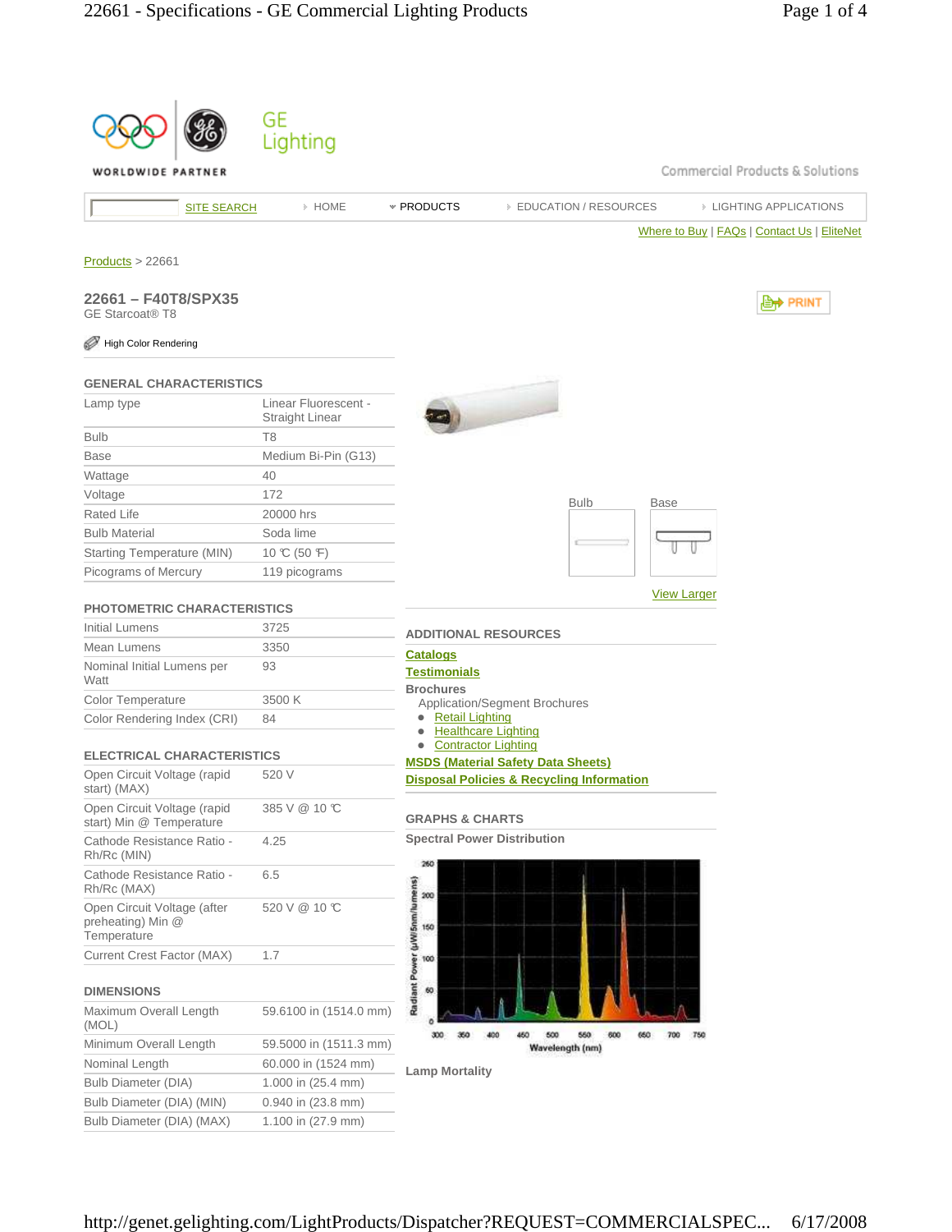GE Lighting

WORLDWIDE PARTNER

Commercial Products & Solutions

SITE SEARCH | HOME | PRODUCTS | EDUCATION / RESOURCES | LIGHTING APPLICATIONS

Where to Buy | FAQs | Contact Us | EliteNet

Products > 22661

## 22661 – F40T8/SPX35

GE Starcoat® T8

High Color Rendering

PRINT

### GENERAL CHARACTERISTICS

| | |
|---|---|
| Lamp type | Linear Fluorescent - Straight Linear |
| Bulb | T8 |
| Base | Medium Bi-Pin (G13) |
| Wattage | 40 |
| Voltage | 172 |
| Rated Life | 20000 hrs |
| Bulb Material | Soda lime |
| Starting Temperature (MIN) | 10 ℃ (50 ℉) |
| Picograms of Mercury | 119 picograms |

### PHOTOMETRIC CHARACTERISTICS

| | |
|---|---|
| Initial Lumens | 3725 |
| Mean Lumens | 3350 |
| Nominal Initial Lumens per Watt | 93 |
| Color Temperature | 3500 K |
| Color Rendering Index (CRI) | 84 |

### ELECTRICAL CHARACTERISTICS

| | |
|---|---|
| Open Circuit Voltage (rapid start) (MAX) | 520 V |
| Open Circuit Voltage (rapid start) Min @ Temperature | 385 V @ 10 ℃ |
| Cathode Resistance Ratio - Rh/Rc (MIN) | 4.25 |
| Cathode Resistance Ratio - Rh/Rc (MAX) | 6.5 |
| Open Circuit Voltage (after preheating) Min @ Temperature | 520 V @ 10 ℃ |
| Current Crest Factor (MAX) | 1.7 |

### DIMENSIONS

| | |
|---|---|
| Maximum Overall Length (MOL) | 59.6100 in (1514.0 mm) |
| Minimum Overall Length | 59.5000 in (1511.3 mm) |
| Nominal Length | 60.000 in (1524 mm) |
| Bulb Diameter (DIA) | 1.000 in (25.4 mm) |
| Bulb Diameter (DIA) (MIN) | 0.940 in (23.8 mm) |
| Bulb Diameter (DIA) (MAX) | 1.100 in (27.9 mm) |

Bulb | Base

View Larger

### ADDITIONAL RESOURCES

**Catalogs**

**Testimonials**

**Brochures**

Application/Segment Brochures

- Retail Lighting
- Healthcare Lighting
- Contractor Lighting

**MSDS (Material Safety Data Sheets)**

**Disposal Policies & Recycling Information**

### GRAPHS & CHARTS

**Spectral Power Distribution**

**Lamp Mortality**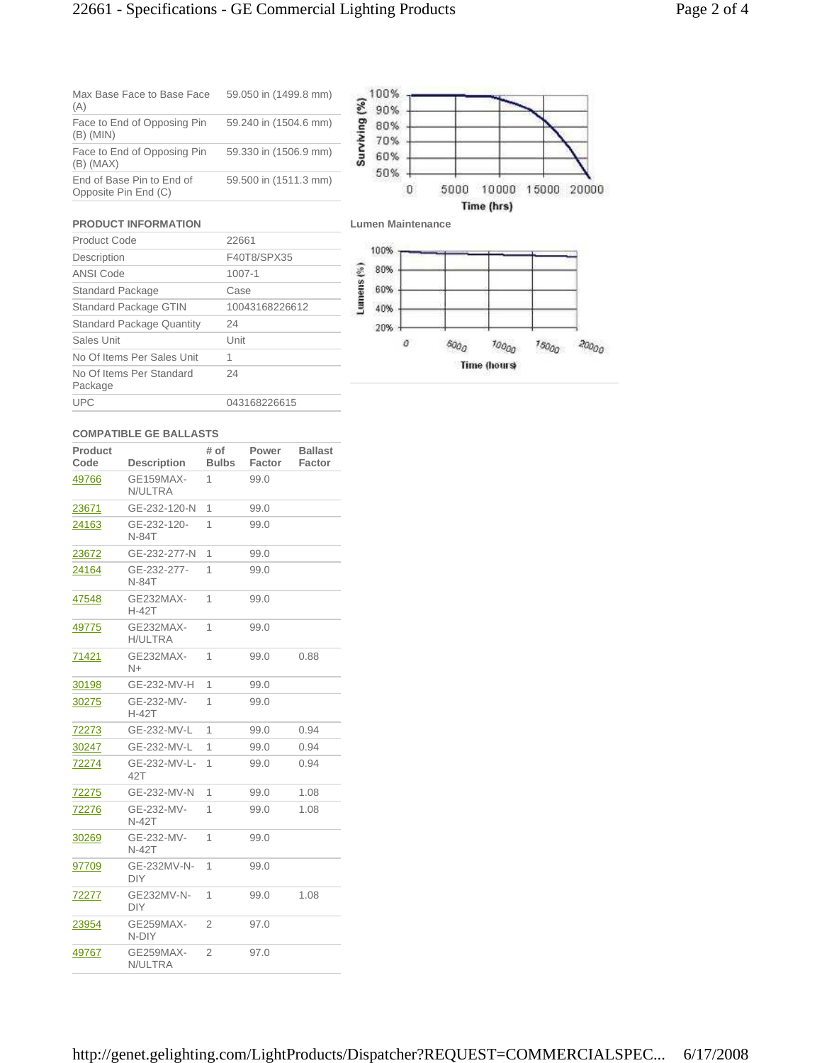| | |
|---|---|
| Max Base Face to Base Face (A) | 59.050 in (1499.8 mm) |
| Face to End of Opposing Pin (B) (MIN) | 59.240 in (1504.6 mm) |
| Face to End of Opposing Pin (B) (MAX) | 59.330 in (1506.9 mm) |
| End of Base Pin to End of Opposite Pin End (C) | 59.500 in (1511.3 mm) |

Lumen Maintenance

## PRODUCT INFORMATION

| | |
|---|---|
| Product Code | 22661 |
| Description | F40T8/SPX35 |
| ANSI Code | 1007-1 |
| Standard Package | Case |
| Standard Package GTIN | 10043168226612 |
| Standard Package Quantity | 24 |
| Sales Unit | Unit |
| No Of Items Per Sales Unit | 1 |
| No Of Items Per Standard Package | 24 |
| UPC | 043168226615 |

## COMPATIBLE GE BALLASTS

| Product Code | Description | # of Bulbs | Power Factor | Ballast Factor |
|---|---|---|---|---|
| 49766 | GE159MAX-N/ULTRA | 1 | 99.0 | |
| 23671 | GE-232-120-N | 1 | 99.0 | |
| 24163 | GE-232-120-N-84T | 1 | 99.0 | |
| 23672 | GE-232-277-N | 1 | 99.0 | |
| 24164 | GE-232-277-N-84T | 1 | 99.0 | |
| 47548 | GE232MAX-H-42T | 1 | 99.0 | |
| 49775 | GE232MAX-H/ULTRA | 1 | 99.0 | |
| 71421 | GE232MAX-N+ | 1 | 99.0 | 0.88 |
| 30198 | GE-232-MV-H | 1 | 99.0 | |
| 30275 | GE-232-MV-H-42T | 1 | 99.0 | |
| 72273 | GE-232-MV-L | 1 | 99.0 | 0.94 |
| 30247 | GE-232-MV-L | 1 | 99.0 | 0.94 |
| 72274 | GE-232-MV-L-42T | 1 | 99.0 | 0.94 |
| 72275 | GE-232-MV-N | 1 | 99.0 | 1.08 |
| 72276 | GE-232-MV-N-42T | 1 | 99.0 | 1.08 |
| 30269 | GE-232-MV-N-42T | 1 | 99.0 | |
| 97709 | GE-232MV-N-DIY | 1 | 99.0 | |
| 72277 | GE232MV-N-DIY | 1 | 99.0 | 1.08 |
| 23954 | GE259MAX-N-DIY | 2 | 97.0 | |
| 49767 | GE259MAX-N/ULTRA | 2 | 97.0 | |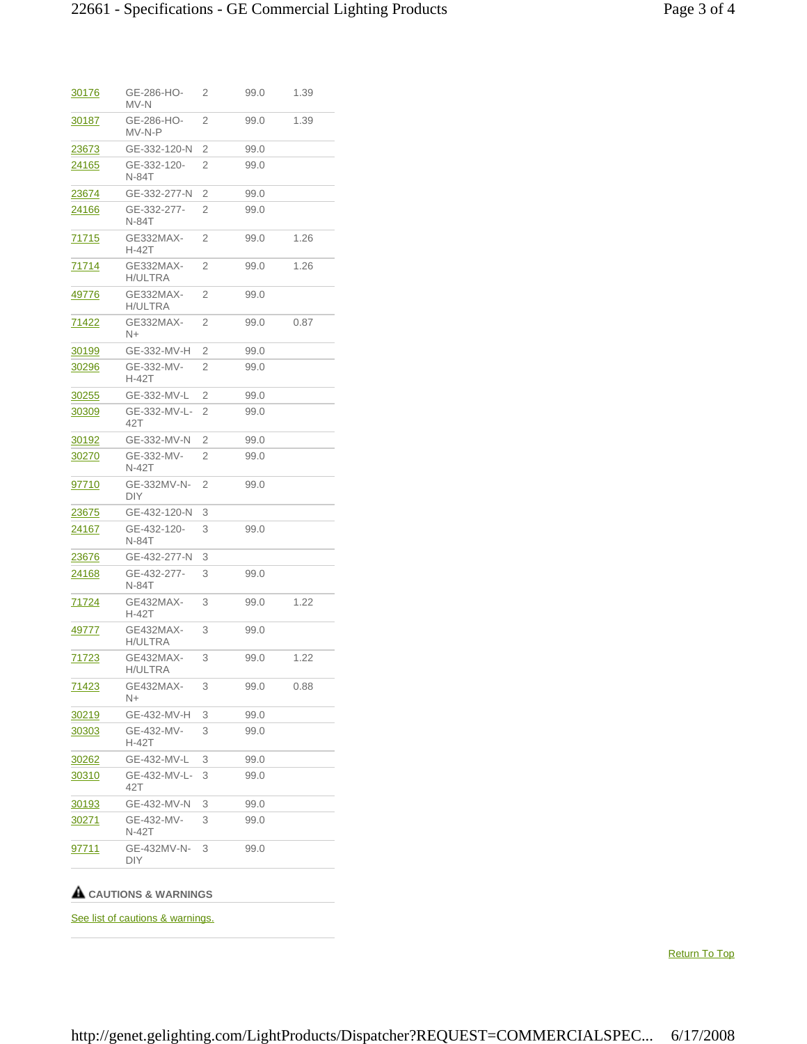| | | | | |
|---|---|---|---|---|
| 30176 | GE-286-HO-MV-N | 2 | 99.0 | 1.39 |
| 30187 | GE-286-HO-MV-N-P | 2 | 99.0 | 1.39 |
| 23673 | GE-332-120-N | 2 | 99.0 | |
| 24165 | GE-332-120-N-84T | 2 | 99.0 | |
| 23674 | GE-332-277-N | 2 | 99.0 | |
| 24166 | GE-332-277-N-84T | 2 | 99.0 | |
| 71715 | GE332MAX-H-42T | 2 | 99.0 | 1.26 |
| 71714 | GE332MAX-H/ULTRA | 2 | 99.0 | 1.26 |
| 49776 | GE332MAX-H/ULTRA | 2 | 99.0 | |
| 71422 | GE332MAX-N+ | 2 | 99.0 | 0.87 |
| 30199 | GE-332-MV-H | 2 | 99.0 | |
| 30296 | GE-332-MV-H-42T | 2 | 99.0 | |
| 30255 | GE-332-MV-L | 2 | 99.0 | |
| 30309 | GE-332-MV-L-42T | 2 | 99.0 | |
| 30192 | GE-332-MV-N | 2 | 99.0 | |
| 30270 | GE-332-MV-N-42T | 2 | 99.0 | |
| 97710 | GE-332MV-N-DIY | 2 | 99.0 | |
| 23675 | GE-432-120-N | 3 | | |
| 24167 | GE-432-120-N-84T | 3 | 99.0 | |
| 23676 | GE-432-277-N | 3 | | |
| 24168 | GE-432-277-N-84T | 3 | 99.0 | |
| 71724 | GE432MAX-H-42T | 3 | 99.0 | 1.22 |
| 49777 | GE432MAX-H/ULTRA | 3 | 99.0 | |
| 71723 | GE432MAX-H/ULTRA | 3 | 99.0 | 1.22 |
| 71423 | GE432MAX-N+ | 3 | 99.0 | 0.88 |
| 30219 | GE-432-MV-H | 3 | 99.0 | |
| 30303 | GE-432-MV-H-42T | 3 | 99.0 | |
| 30262 | GE-432-MV-L | 3 | 99.0 | |
| 30310 | GE-432-MV-L-42T | 3 | 99.0 | |
| 30193 | GE-432-MV-N | 3 | 99.0 | |
| 30271 | GE-432-MV-N-42T | 3 | 99.0 | |
| 97711 | GE-432MV-N-DIY | 3 | 99.0 | |

### ⚠ CAUTIONS & WARNINGS

See list of cautions & warnings.

Return To Top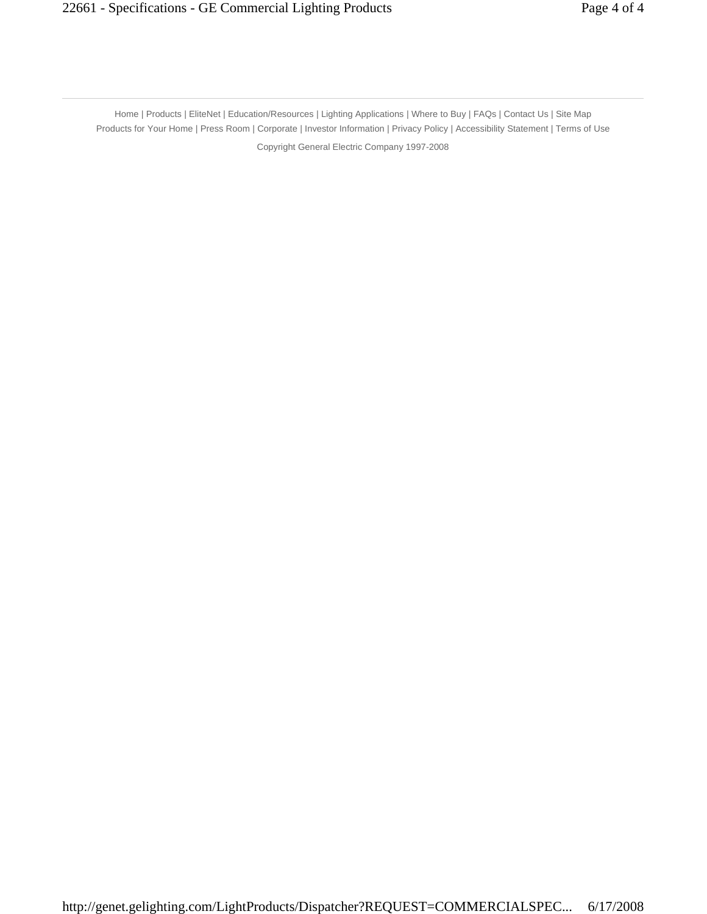Home | Products | EliteNet | Education/Resources | Lighting Applications | Where to Buy | FAQs | Contact Us | Site Map
Products for Your Home | Press Room | Corporate | Investor Information | Privacy Policy | Accessibility Statement | Terms of Use

Copyright General Electric Company 1997-2008